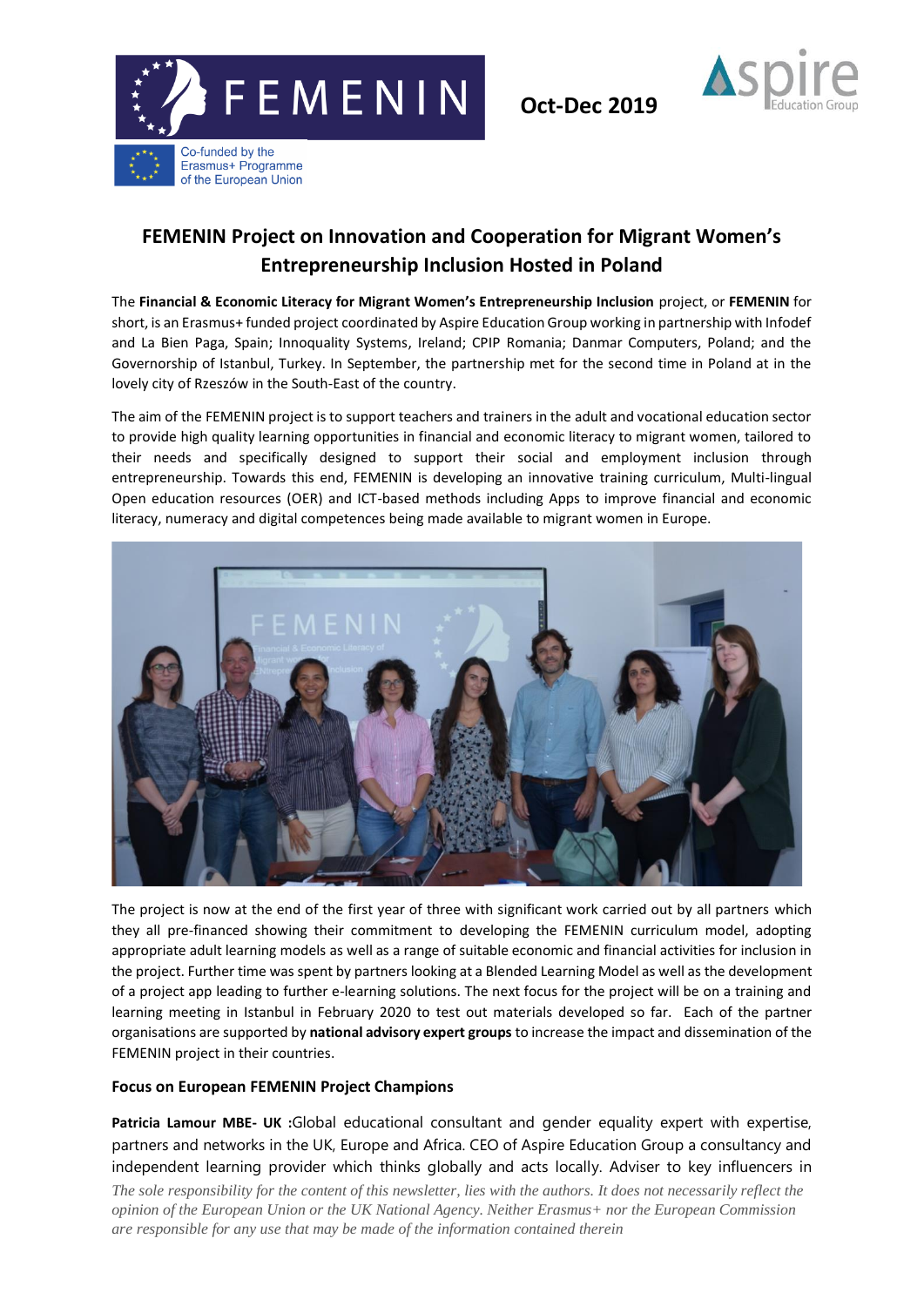FEMENIN

Co-funded by the Erasmus+ Programme of the European Union

**Oct-Dec 2019**

Aspire Education Group

## FEMENIN Project on Innovation and Cooperation for Migrant Women's Entrepreneurship Inclusion Hosted in Poland

The **Financial & Economic Literacy for Migrant Women's Entrepreneurship Inclusion** project, or **FEMENIN** for short, is an Erasmus+ funded project coordinated by Aspire Education Group working in partnership with Infodef and La Bien Paga, Spain; Innoquality Systems, Ireland; CPIP Romania; Danmar Computers, Poland; and the Governorship of Istanbul, Turkey. In September, the partnership met for the second time in Poland at in the lovely city of Rzeszów in the South-East of the country.

The aim of the FEMENIN project is to support teachers and trainers in the adult and vocational education sector to provide high quality learning opportunities in financial and economic literacy to migrant women, tailored to their needs and specifically designed to support their social and employment inclusion through entrepreneurship. Towards this end, FEMENIN is developing an innovative training curriculum, Multi-lingual Open education resources (OER) and ICT-based methods including Apps to improve financial and economic literacy, numeracy and digital competences being made available to migrant women in Europe.

The project is now at the end of the first year of three with significant work carried out by all partners which they all pre-financed showing their commitment to developing the FEMENIN curriculum model, adopting appropriate adult learning models as well as a range of suitable economic and financial activities for inclusion in the project. Further time was spent by partners looking at a Blended Learning Model as well as the development of a project app leading to further e-learning solutions. The next focus for the project will be on a training and learning meeting in Istanbul in February 2020 to test out materials developed so far. Each of the partner organisations are supported by **national advisory expert groups** to increase the impact and dissemination of the FEMENIN project in their countries.

### Focus on European FEMENIN Project Champions

**Patricia Lamour MBE- UK :**Global educational consultant and gender equality expert with expertise, partners and networks in the UK, Europe and Africa. CEO of Aspire Education Group a consultancy and independent learning provider which thinks globally and acts locally. Adviser to key influencers in

*The sole responsibility for the content of this newsletter, lies with the authors. It does not necessarily reflect the opinion of the European Union or the UK National Agency. Neither Erasmus+ nor the European Commission are responsible for any use that may be made of the information contained therein*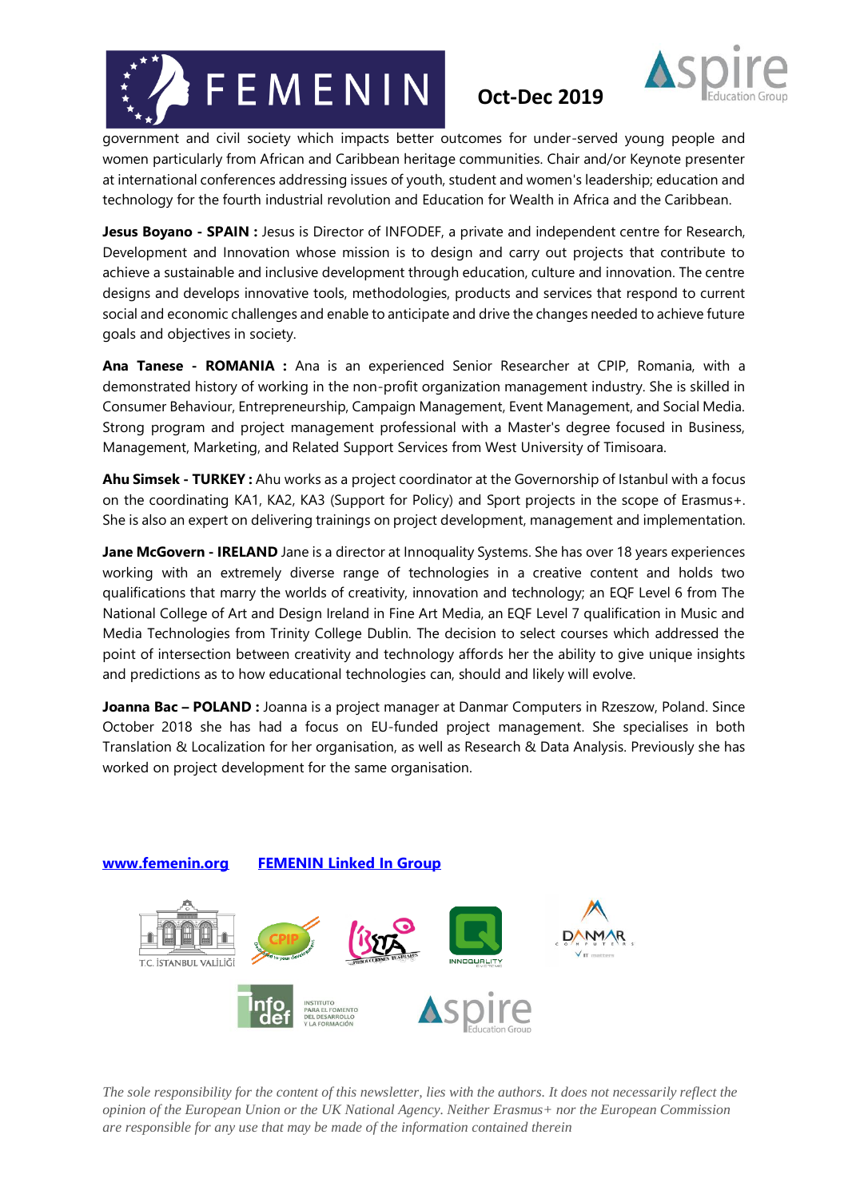government and civil society which impacts better outcomes for under-served young people and women particularly from African and Caribbean heritage communities. Chair and/or Keynote presenter at international conferences addressing issues of youth, student and women's leadership; education and technology for the fourth industrial revolution and Education for Wealth in Africa and the Caribbean.

**Jesus Boyano - SPAIN :** Jesus is Director of INFODEF, a private and independent centre for Research, Development and Innovation whose mission is to design and carry out projects that contribute to achieve a sustainable and inclusive development through education, culture and innovation. The centre designs and develops innovative tools, methodologies, products and services that respond to current social and economic challenges and enable to anticipate and drive the changes needed to achieve future goals and objectives in society.

**Ana Tanese - ROMANIA :** Ana is an experienced Senior Researcher at CPIP, Romania, with a demonstrated history of working in the non-profit organization management industry. She is skilled in Consumer Behaviour, Entrepreneurship, Campaign Management, Event Management, and Social Media. Strong program and project management professional with a Master's degree focused in Business, Management, Marketing, and Related Support Services from West University of Timisoara.

**Ahu Simsek - TURKEY :** Ahu works as a project coordinator at the Governorship of Istanbul with a focus on the coordinating KA1, KA2, KA3 (Support for Policy) and Sport projects in the scope of Erasmus+. She is also an expert on delivering trainings on project development, management and implementation.

**Jane McGovern - IRELAND** Jane is a director at Innoquality Systems. She has over 18 years experiences working with an extremely diverse range of technologies in a creative content and holds two qualifications that marry the worlds of creativity, innovation and technology; an EQF Level 6 from The National College of Art and Design Ireland in Fine Art Media, an EQF Level 7 qualification in Music and Media Technologies from Trinity College Dublin. The decision to select courses which addressed the point of intersection between creativity and technology affords her the ability to give unique insights and predictions as to how educational technologies can, should and likely will evolve.

**Joanna Bac – POLAND :** Joanna is a project manager at Danmar Computers in Rzeszow, Poland. Since October 2018 she has had a focus on EU-funded project management. She specialises in both Translation & Localization for her organisation, as well as Research & Data Analysis. Previously she has worked on project development for the same organisation.

**www.femenin.org** **FEMENIN Linked In Group**

*The sole responsibility for the content of this newsletter, lies with the authors. It does not necessarily reflect the opinion of the European Union or the UK National Agency. Neither Erasmus+ nor the European Commission are responsible for any use that may be made of the information contained therein*